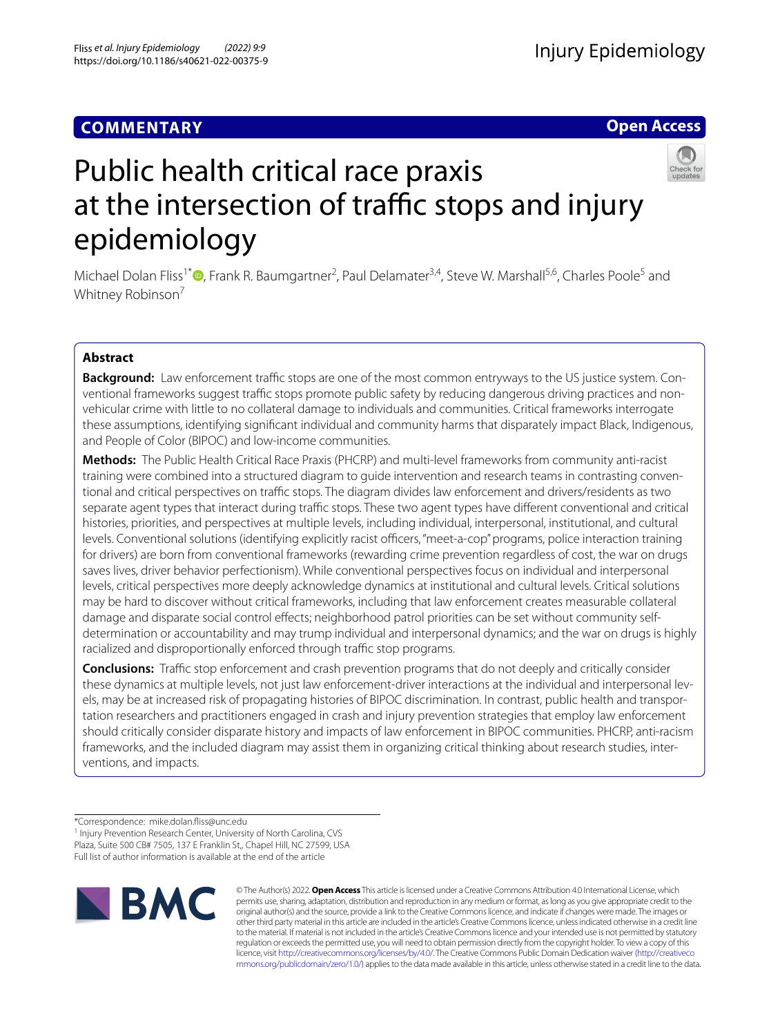COMMENTARY

Open Access

# Public health critical race praxis at the intersection of traffic stops and injury epidemiology

Michael Dolan Fliss[1*], Frank R. Baumgartner[2], Paul Delamater[3,4], Steve W. Marshall[5,6], Charles Poole[5] and Whitney Robinson[7]

## Abstract

**Background:** Law enforcement traffic stops are one of the most common entryways to the US justice system. Conventional frameworks suggest traffic stops promote public safety by reducing dangerous driving practices and non-vehicular crime with little to no collateral damage to individuals and communities. Critical frameworks interrogate these assumptions, identifying significant individual and community harms that disparately impact Black, Indigenous, and People of Color (BIPOC) and low-income communities.

**Methods:** The Public Health Critical Race Praxis (PHCRP) and multi-level frameworks from community anti-racist training were combined into a structured diagram to guide intervention and research teams in contrasting conventional and critical perspectives on traffic stops. The diagram divides law enforcement and drivers/residents as two separate agent types that interact during traffic stops. These two agent types have different conventional and critical histories, priorities, and perspectives at multiple levels, including individual, interpersonal, institutional, and cultural levels. Conventional solutions (identifying explicitly racist officers, "meet-a-cop" programs, police interaction training for drivers) are born from conventional frameworks (rewarding crime prevention regardless of cost, the war on drugs saves lives, driver behavior perfectionism). While conventional perspectives focus on individual and interpersonal levels, critical perspectives more deeply acknowledge dynamics at institutional and cultural levels. Critical solutions may be hard to discover without critical frameworks, including that law enforcement creates measurable collateral damage and disparate social control effects; neighborhood patrol priorities can be set without community self-determination or accountability and may trump individual and interpersonal dynamics; and the war on drugs is highly racialized and disproportionally enforced through traffic stop programs.

**Conclusions:** Traffic stop enforcement and crash prevention programs that do not deeply and critically consider these dynamics at multiple levels, not just law enforcement-driver interactions at the individual and interpersonal levels, may be at increased risk of propagating histories of BIPOC discrimination. In contrast, public health and transportation researchers and practitioners engaged in crash and injury prevention strategies that employ law enforcement should critically consider disparate history and impacts of law enforcement in BIPOC communities. PHCRP, anti-racism frameworks, and the included diagram may assist them in organizing critical thinking about research studies, interventions, and impacts.

*Correspondence: mike.dolan.fliss@unc.edu

[1] Injury Prevention Research Center, University of North Carolina, CVS Plaza, Suite 500 CB# 7505, 137 E Franklin St,, Chapel Hill, NC 27599, USA

Full list of author information is available at the end of the article

© The Author(s) 2022. **Open Access** This article is licensed under a Creative Commons Attribution 4.0 International License, which permits use, sharing, adaptation, distribution and reproduction in any medium or format, as long as you give appropriate credit to the original author(s) and the source, provide a link to the Creative Commons licence, and indicate if changes were made. The images or other third party material in this article are included in the article's Creative Commons licence, unless indicated otherwise in a credit line to the material. If material is not included in the article's Creative Commons licence and your intended use is not permitted by statutory regulation or exceeds the permitted use, you will need to obtain permission directly from the copyright holder. To view a copy of this licence, visit http://creativecommons.org/licenses/by/4.0/. The Creative Commons Public Domain Dedication waiver (http://creativecommons.org/publicdomain/zero/1.0/) applies to the data made available in this article, unless otherwise stated in a credit line to the data.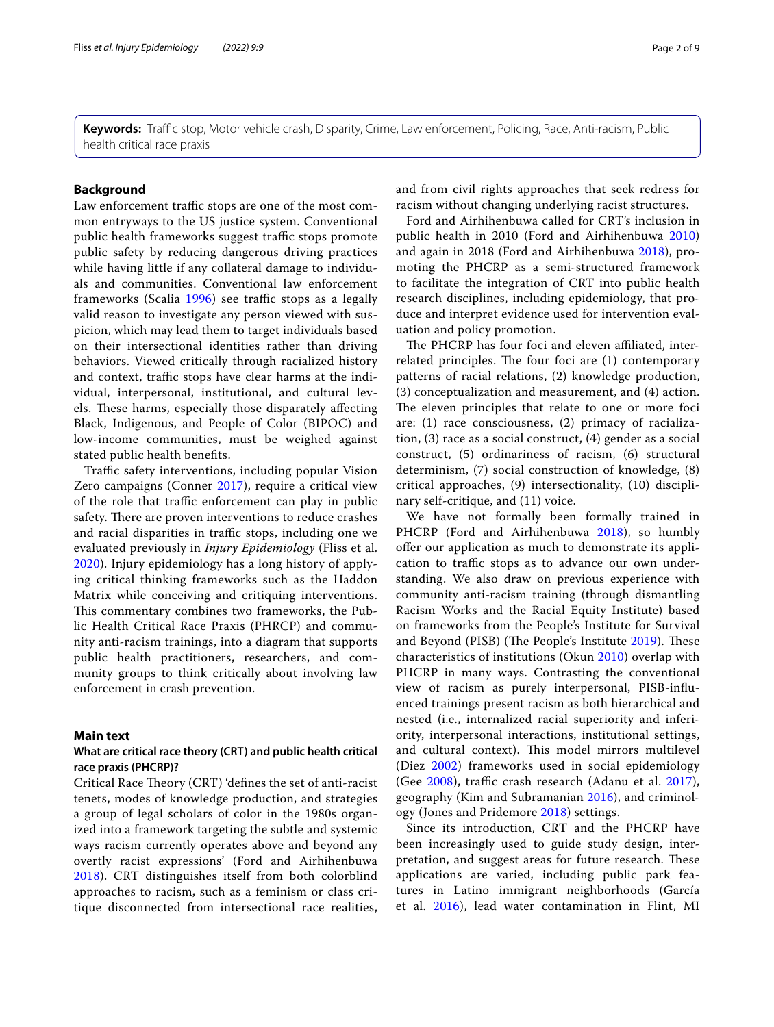**Keywords:** Traffic stop, Motor vehicle crash, Disparity, Crime, Law enforcement, Policing, Race, Anti-racism, Public health critical race praxis

## Background

Law enforcement traffic stops are one of the most common entryways to the US justice system. Conventional public health frameworks suggest traffic stops promote public safety by reducing dangerous driving practices while having little if any collateral damage to individuals and communities. Conventional law enforcement frameworks (Scalia 1996) see traffic stops as a legally valid reason to investigate any person viewed with suspicion, which may lead them to target individuals based on their intersectional identities rather than driving behaviors. Viewed critically through racialized history and context, traffic stops have clear harms at the individual, interpersonal, institutional, and cultural levels. These harms, especially those disparately affecting Black, Indigenous, and People of Color (BIPOC) and low-income communities, must be weighed against stated public health benefits.

Traffic safety interventions, including popular Vision Zero campaigns (Conner 2017), require a critical view of the role that traffic enforcement can play in public safety. There are proven interventions to reduce crashes and racial disparities in traffic stops, including one we evaluated previously in *Injury Epidemiology* (Fliss et al. 2020). Injury epidemiology has a long history of applying critical thinking frameworks such as the Haddon Matrix while conceiving and critiquing interventions. This commentary combines two frameworks, the Public Health Critical Race Praxis (PHRCP) and community anti-racism trainings, into a diagram that supports public health practitioners, researchers, and community groups to think critically about involving law enforcement in crash prevention.

## Main text

### What are critical race theory (CRT) and public health critical race praxis (PHCRP)?

Critical Race Theory (CRT) 'defines the set of anti-racist tenets, modes of knowledge production, and strategies a group of legal scholars of color in the 1980s organized into a framework targeting the subtle and systemic ways racism currently operates above and beyond any overtly racist expressions' (Ford and Airhihenbuwa 2018). CRT distinguishes itself from both colorblind approaches to racism, such as a feminism or class critique disconnected from intersectional race realities, and from civil rights approaches that seek redress for racism without changing underlying racist structures.

Ford and Airhihenbuwa called for CRT's inclusion in public health in 2010 (Ford and Airhihenbuwa 2010) and again in 2018 (Ford and Airhihenbuwa 2018), promoting the PHCRP as a semi-structured framework to facilitate the integration of CRT into public health research disciplines, including epidemiology, that produce and interpret evidence used for intervention evaluation and policy promotion.

The PHCRP has four foci and eleven affiliated, interrelated principles. The four foci are (1) contemporary patterns of racial relations, (2) knowledge production, (3) conceptualization and measurement, and (4) action. The eleven principles that relate to one or more foci are: (1) race consciousness, (2) primacy of racialization, (3) race as a social construct, (4) gender as a social construct, (5) ordinariness of racism, (6) structural determinism, (7) social construction of knowledge, (8) critical approaches, (9) intersectionality, (10) disciplinary self-critique, and (11) voice.

We have not formally been formally trained in PHCRP (Ford and Airhihenbuwa 2018), so humbly offer our application as much to demonstrate its application to traffic stops as to advance our own understanding. We also draw on previous experience with community anti-racism training (through dismantling Racism Works and the Racial Equity Institute) based on frameworks from the People's Institute for Survival and Beyond (PISB) (The People's Institute 2019). These characteristics of institutions (Okun 2010) overlap with PHCRP in many ways. Contrasting the conventional view of racism as purely interpersonal, PISB-influenced trainings present racism as both hierarchical and nested (i.e., internalized racial superiority and inferiority, interpersonal interactions, institutional settings, and cultural context). This model mirrors multilevel (Diez 2002) frameworks used in social epidemiology (Gee 2008), traffic crash research (Adanu et al. 2017), geography (Kim and Subramanian 2016), and criminology (Jones and Pridemore 2018) settings.

Since its introduction, CRT and the PHCRP have been increasingly used to guide study design, interpretation, and suggest areas for future research. These applications are varied, including public park features in Latino immigrant neighborhoods (García et al. 2016), lead water contamination in Flint, MI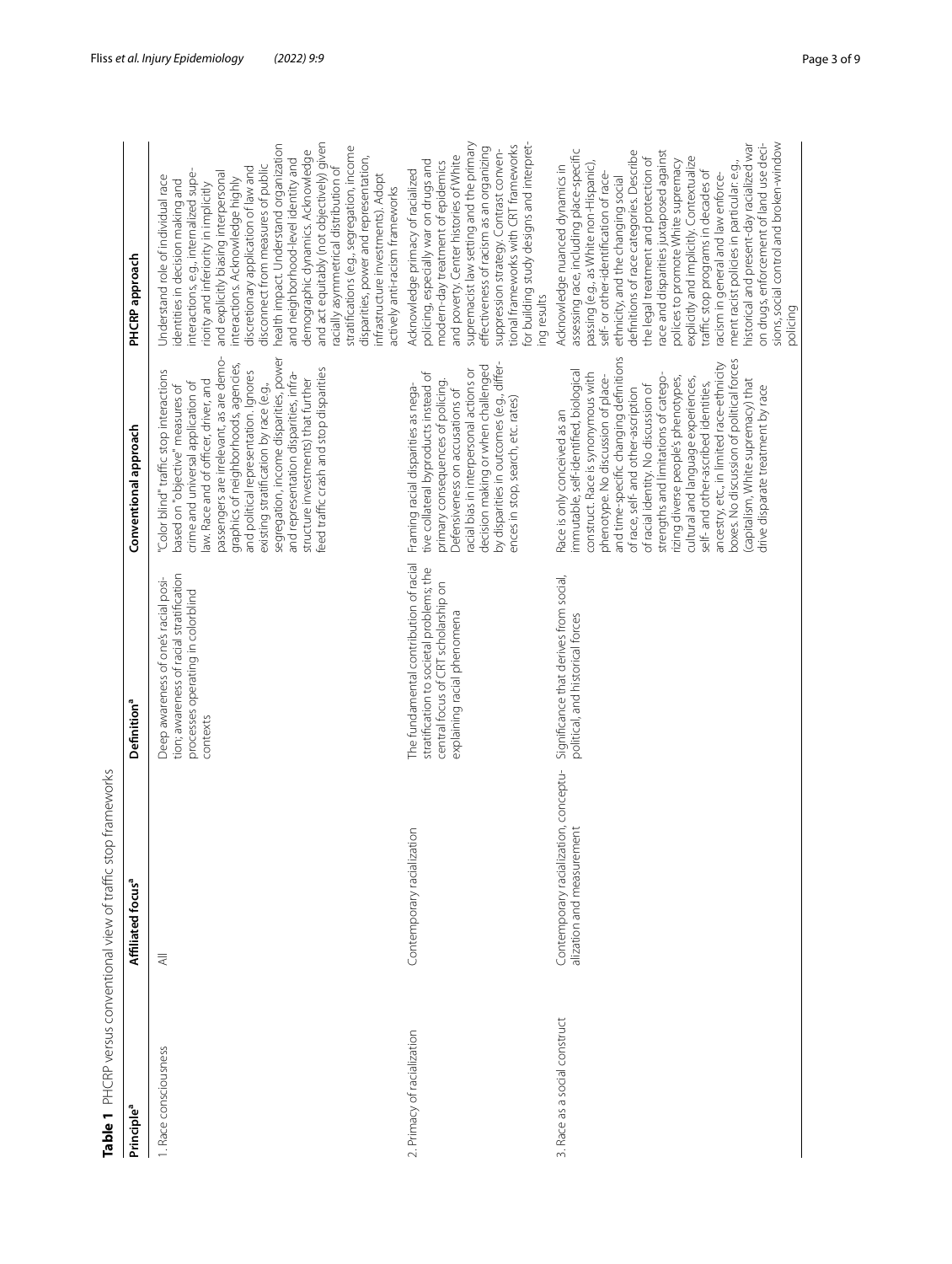**Table 1** PHCRP versus conventional view of traffic stop frameworks

| Principle[a] | Affiliated focus[a] | Definition[a] | Conventional approach | PHCRP approach |
|---|---|---|---|---|
| 1. Race consciousness | All | Deep awareness of one's racial position; awareness of racial stratification processes operating in colorblind contexts | "Color blind" traffic stop interactions based on "objective" measures of crime and universal application of law. Race and of officer, driver, and passengers are irrelevant, as are demographics of neighborhoods, agencies, and political representation. Ignores existing stratification by race (e.g., segregation, income disparities, power and representation disparities, infrastructure investments) that further feed traffic crash and stop disparities | Understand role of individual race identities in decision making and interactions, e.g., internalized superiority and inferiority in implicitly and explicitly biasing interpersonal interactions. Acknowledge highly discretionary application of law and disconnect from measures of public health impact. Understand organization and neighborhood-level identity and demographic dynamics. Acknowledge and act equitably (not objectively) given racially asymmetrical distribution of stratifications (e.g., segregation, income disparities, power and representation, infrastructure investments). Adopt actively anti-racism frameworks |
| 2. Primacy of racialization | Contemporary racialization | The fundamental contribution of racial stratification to societal problems; the central focus of CRT scholarship on explaining racial phenomena | Framing racial disparities as negative collateral byproducts instead of primary consequences of policing. Defensiveness on accusations of racial bias in interpersonal actions or decision making or when challenged by disparities in outcomes (e.g., differences in stop, search, etc. rates) | Acknowledge primacy of racialized policing, especially war on drugs and modern-day treatment of epidemics and poverty. Center histories of White supremacist law setting and the primary effectiveness of racism as an organizing suppression strategy. Contrast conventional frameworks with CRT frameworks for building study designs and interpreting results |
| 3. Race as a social construct | Contemporary racialization, conceptualization and measurement | Significance that derives from social, political, and historical forces | Race is only conceived as an immutable, self-identified biological construct. Race is synonymous with phenotype. No discussion of place- and time-specific changing definitions of race, self- and other-ascription of racial identity. No discussion of strengths and limitations of categorizing diverse people's phenotypes, cultural and language experiences, self- and other-ascribed identities, ancestry, etc., in limited race-ethnicity boxes. No discussion of political forces (capitalism, White supremacy) that drive disparate treatment by race | Acknowledge nuanced dynamics in assessing race, including place-specific passing (e.g., as White non-Hispanic), self- or other-identification of race-ethnicity, and the changing social definitions of race categories. Describe the legal treatment and protection of race and disparities juxtaposed against polices to promote White supremacy explicitly and implicitly. Contextualize traffic stop programs in decades of racism in general and law enforcement racist policies in particular: e.g., historical and present-day racialized war on drugs, enforcement of land use decisions, social control and broken-window policing |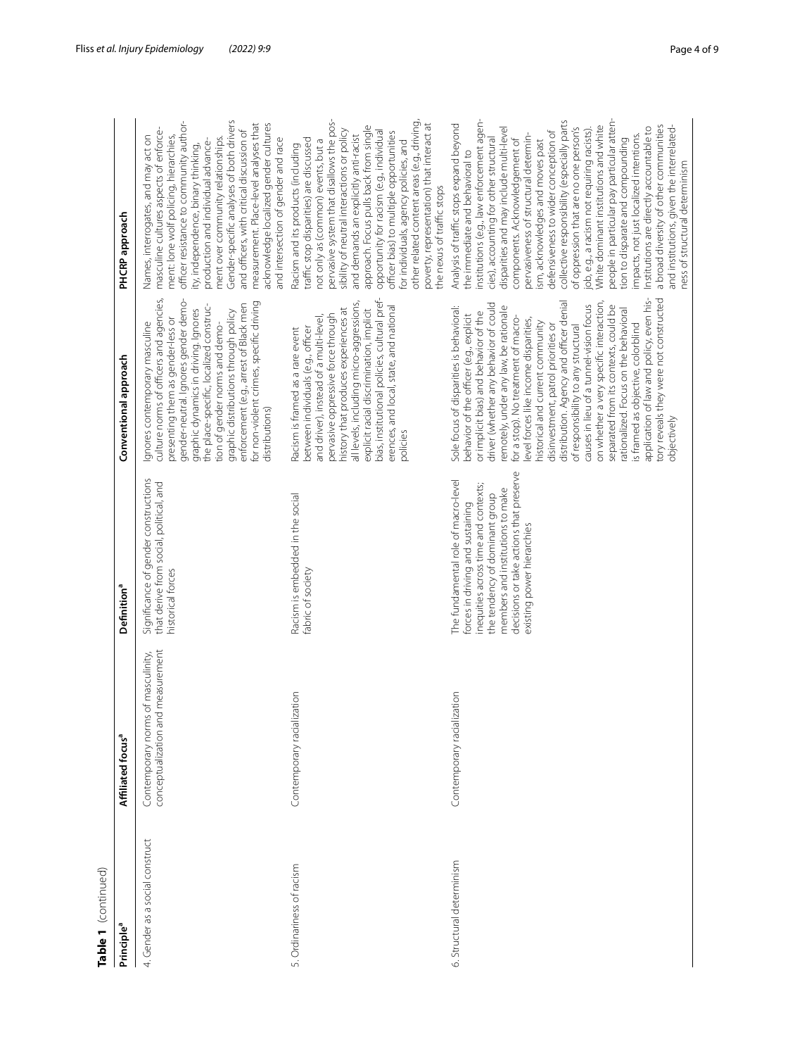**Table 1** (continued)

| Principle[a] | Affiliated focus[a] | Definition[a] | Conventional approach | PHCRP approach |
|---|---|---|---|---|
| 4. Gender as a social construct | Contemporary norms of masculinity, conceptualization and measurement | Significance of gender constructions that derive from social, political, and historical forces | Ignores contemporary masculine culture norms of officers and agencies, presenting them as gender-less or gender-neutral. Ignores gender demographic dynamics in driving. Ignores the place-specific, localized construction of gender norms and demographic distributions through policy enforcement (e.g., arrest of Black men for non-violent crimes, specific driving distributions) | Names, interrogates, and may act on masculine cultures aspects of enforcement: lone wolf policing, hierarchies, officer resistance to community authority, independence, binary thinking, production and individual advancement over community relationships. Gender-specific analyses of both drivers and officers, with critical discussion of measurement. Place-level analyses that acknowledge localized gender cultures and intersection of gender and race |
| 5. Ordinariness of racism | Contemporary racialization | Racism is embedded in the social fabric of society | Racism is framed as a rare event between individuals (e.g., officer and driver), instead of a multi-level, pervasive oppressive force through history that produces experiences at all levels, including micro-aggressions, explicit racial discrimination, implicit bias, institutional policies, cultural preferences, and local, state, and national policies | Racism and its products (including traffic stop disparities) are discussed not only as (common) events, but a pervasive system that disallows the possibility of neutral interactions or policy and demands an explicitly anti-racist approach. Focus pulls back from single opportunity for racism (e.g., individual officer bias) to multiple opportunities for individuals, agency policies, and other related content areas (e.g., driving, poverty, representation) that interact at the nexus of traffic stops |
| 6. Structural determinism | Contemporary racialization | The fundamental role of macro-level forces in driving and sustaining inequities across time and contexts; the tendency of dominant group members and institutions to make decisions or take actions that preserve existing power hierarchies | Sole focus of disparities is behavioral: behavior of the officer (e.g., explicit or implicit bias) and behavior of the driver (whether any behavior of could remotely, under any law, be rationale for a stop). No treatment of macro-level forces like income disparities, historical and current community disinvestment, patrol priorities or distribution. Agency and officer denial of responsibility to any structural causes in lieu of a tunnel-vision focus on whether a very specific interaction, separated from its contexts, could be rationalized. Focus on the behavioral is framed as objective, colorblind application of law and policy, even history reveals they were not constructed objectively | Analysis of traffic stops expand beyond the immediate and behavioral to institutions (e.g., law enforcement agencies), accounting for other structural disparities and may include multi-level components. Acknowledgement of pervasiveness of structural determinism, acknowledges and moves past defensiveness to wider conception of collective responsibility (especially parts of oppression that are no one person's job, e.g., a racism not requiring racists). White dominant institutions and white people in particular pay particular attention to disparate and compounding impacts, not just localized intentions. Institutions are directly accountable to a broad diversity of other communities and institutions, given the interrelatedness of structural determinism |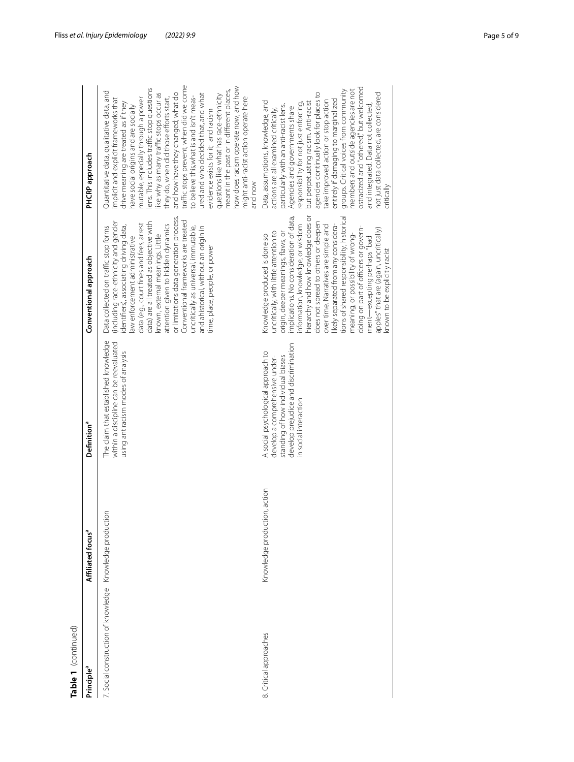**Table 1** (continued)

| Principle[a] | Affiliated focus[a] | Definition[a] | Conventional approach | PHCRP approach |
|---|---|---|---|---|
| 7. Social construction of knowledge | Knowledge production | The claim that established knowledge within a discipline can be reevaluated using antiracism modes of analysis | Data collected on traffic stop forms (including race-ethnicity and gender identifiers), associating driving data, law enforcement administrative data (e.g., court fines and fees, arrest data) are all treated as objective with known, external meanings. Little attention given to hidden dynamics or limitations data generation process. Conventional frameworks are treated uncritically as universal, immutable, and ahistorical, without an origin in time, place, people, or power | Quantitative data, qualitative data, and implicit and explicit frameworks that drive meaning are treated as if they have social origins and are socially mutable, especially through a power lens. This includes traffic stop questions like why as many traffic stops occur as they do, when did those efforts start, and how have they changed; what do traffic stops prevent, when did we come to believe this, what is and isn't measured and who decided that, and what evidence exists for it; and racism questions like what has race-ethnicity meant in the past or in different places, how does racism operate now, and how might anti-racist action operate here and now |
| 8. Critical approaches | Knowledge production, action | A social psychological approach to develop a comprehensive understanding of how individual biases develop prejudice and discrimination in social interaction | Knowledge produced is done so uncritically, with little attention to origin, deeper meanings, flaws, or implications. No consideration of data, information, knowledge, or wisdom hierarchy and how knowledge does or does not spread to others or deepen over time. Narratives are simple and likely separated from any considerations of shared responsibility, historical meaning, or possibility of wrongdoing on part of officers or government—excepting perhaps "bad apples" that are (again, uncritically) known to be explicitly racist | Data, assumptions, knowledge, and actions are all examined critically, particularly with an anti-racist lens. Agencies and governments share responsibility for not just enforcing, but perpetuating racism. Anti-racist agencies continually look for places to take improved action or stop action entirely if damaging to marginalized groups. Critical voices from community members and outside agencies are not ostracized and "othered" but welcomed and integrated. Data not collected, not just data collected, are considered critically |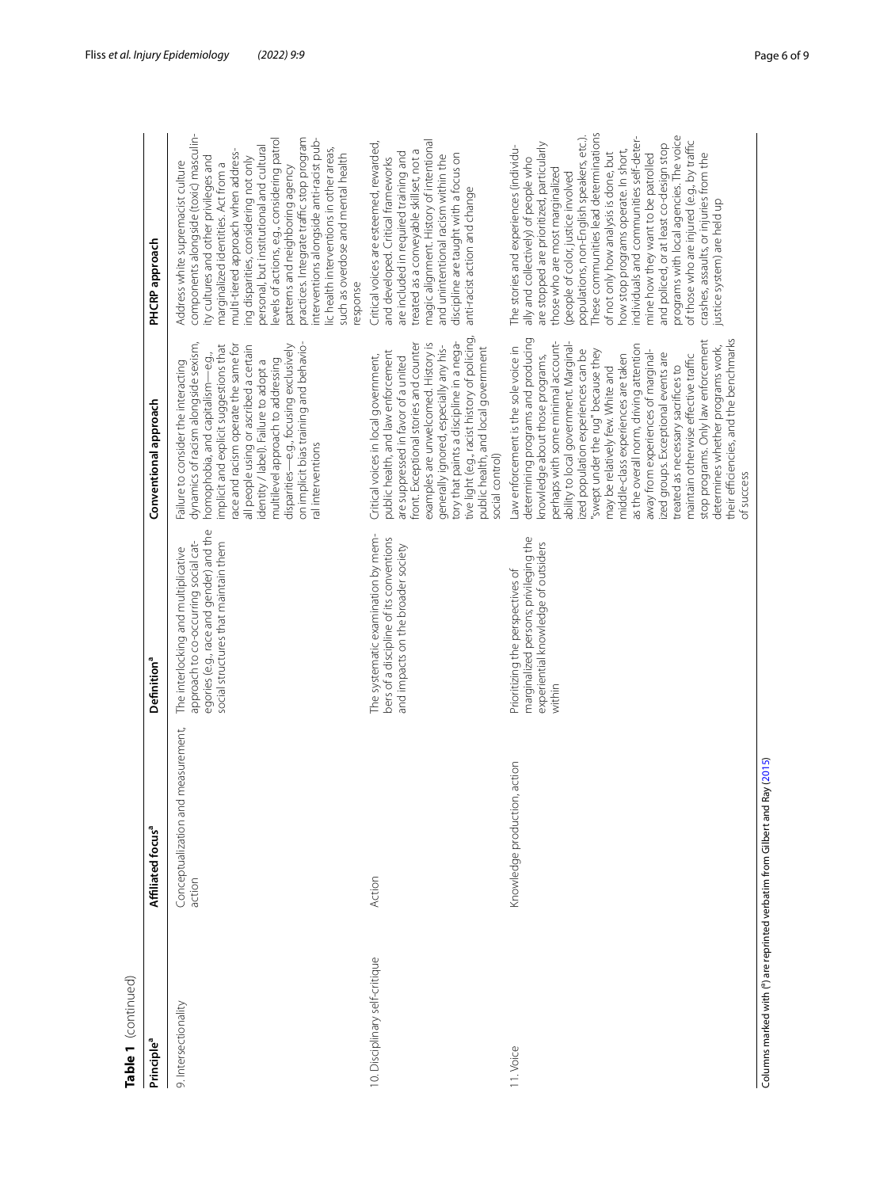**Table 1** (continued)

| Principle[a] | Affiliated focus[a] | Definition[a] | Conventional approach | PHCRP approach |
|---|---|---|---|---|
| 9. Intersectionality | Conceptualization and measurement, action | The interlocking and multiplicative approach to co-occurring social categories (e.g., race and gender) and the social structures that maintain them | Failure to consider the interacting dynamics of racism alongside sexism, homophobia, and capitalism—e.g., implicit and explicit suggestions that race and racism operate the same for all people using or ascribed a certain identity / label). Failure to adopt a multilevel approach to addressing disparities—e.g., focusing exclusively on implicit bias training and behavioral interventions | Address white supremacist culture components alongside (toxic) masculinity cultures and other privileges and marginalized identities. Act from a multi-tiered approach when addressing disparities, considering not only personal, but institutional and cultural levels of actions, e.g., considering patrol patterns and neighboring agency practices. Integrate traffic stop program interventions alongside anti-racist public health interventions in other areas, such as overdose and mental health response |
| 10. Disciplinary self-critique | Action | The systematic examination by members of a discipline of its conventions and impacts on the broader society | Critical voices in local government, public health, and law enforcement are suppressed in favor of a united front. Exceptional stories and counter examples are unwelcomed. History is generally ignored, especially any history that paints a discipline in a negative light (e.g., racist history of policing, public health, and local government social control) | Critical voices are esteemed, rewarded, and developed. Critical frameworks are included in required training and treated as a conveyable skillset, not a magic alignment. History of intentional and unintentional racism within the discipline are taught with a focus on anti-racist action and change |
| 11. Voice | Knowledge production, action | Prioritizing the perspectives of marginalized persons; privileging the experiential knowledge of outsiders within | Law enforcement is the sole voice in determining programs and producing knowledge about those programs, perhaps with some minimal accountability to local government. Marginalized population experiences can be "swept under the rug" because they may be relatively few. White and middle-class experiences are taken as the overall norm, driving attention away from experiences of marginalized groups. Exceptional events are treated as necessary sacrifices to maintain otherwise effective traffic stop programs. Only law enforcement determines whether programs work, their efficiencies, and the benchmarks of success | The stories and experiences (individually and collectively) of people who are stopped are prioritized, particularly those who are most marginalized (people of color, justice involved populations, non-English speakers, etc.). These communities lead determinations of not only how analysis is done, but how stop programs operate. In short, individuals and communities self-determine how they want to be patrolled and policed, or at least co-design stop programs with local agencies. The voice of those who are injured (e.g., by traffic crashes, assaults, or injuries from the justice system) are held up |

Columns marked with ([a]) are reprinted verbatim from Gilbert and Ray (2015)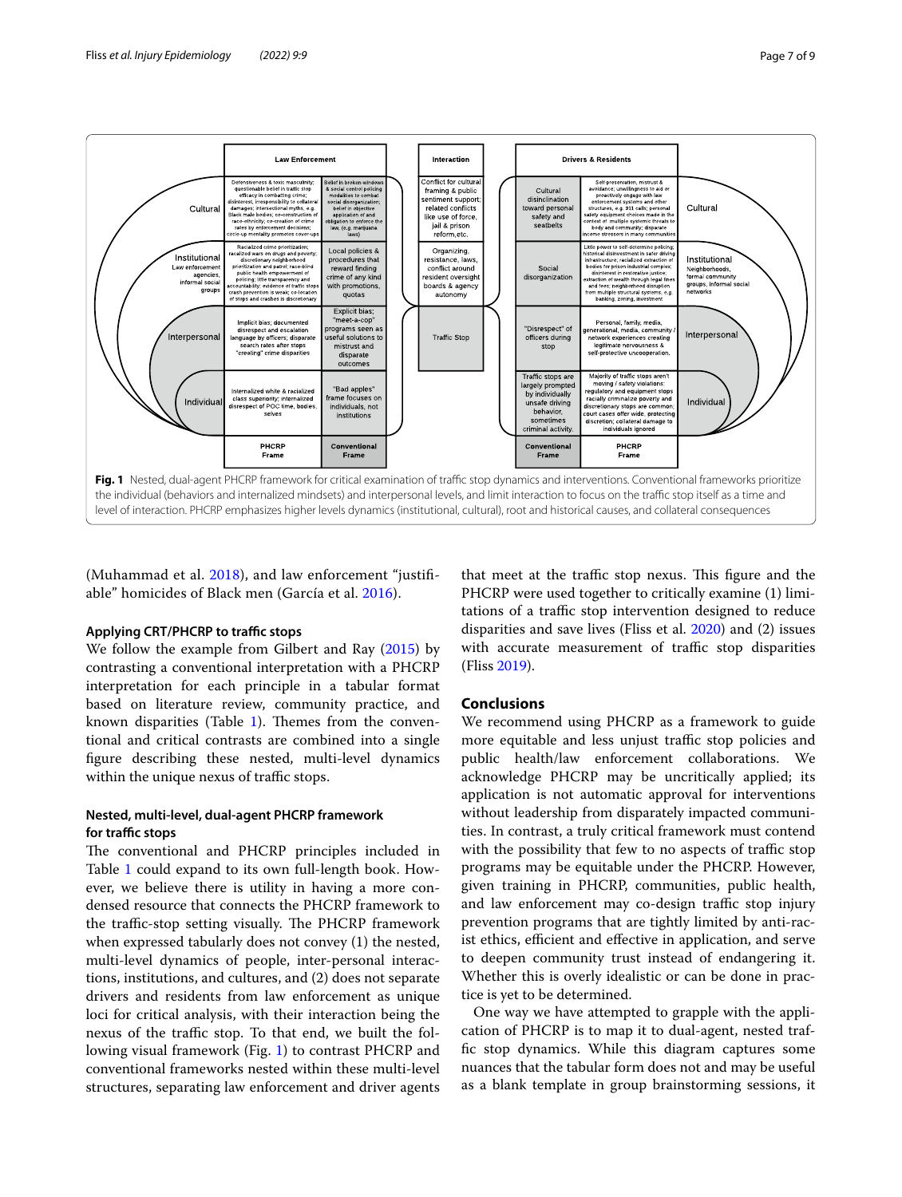**Fig. 1** Nested, dual-agent PHCRP framework for critical examination of traffic stop dynamics and interventions. Conventional frameworks prioritize the individual (behaviors and internalized mindsets) and interpersonal levels, and limit interaction to focus on the traffic stop itself as a time and level of interaction. PHCRP emphasizes higher levels dynamics (institutional, cultural), root and historical causes, and collateral consequences

(Muhammad et al. 2018), and law enforcement "justifiable" homicides of Black men (García et al. 2016).

### Applying CRT/PHCRP to traffic stops

We follow the example from Gilbert and Ray (2015) by contrasting a conventional interpretation with a PHCRP interpretation for each principle in a tabular format based on literature review, community practice, and known disparities (Table 1). Themes from the conventional and critical contrasts are combined into a single figure describing these nested, multi-level dynamics within the unique nexus of traffic stops.

### Nested, multi-level, dual-agent PHCRP framework for traffic stops

The conventional and PHCRP principles included in Table 1 could expand to its own full-length book. However, we believe there is utility in having a more condensed resource that connects the PHCRP framework to the traffic-stop setting visually. The PHCRP framework when expressed tabularly does not convey (1) the nested, multi-level dynamics of people, inter-personal interactions, institutions, and cultures, and (2) does not separate drivers and residents from law enforcement as unique loci for critical analysis, with their interaction being the nexus of the traffic stop. To that end, we built the following visual framework (Fig. 1) to contrast PHCRP and conventional frameworks nested within these multi-level structures, separating law enforcement and driver agents that meet at the traffic stop nexus. This figure and the PHCRP were used together to critically examine (1) limitations of a traffic stop intervention designed to reduce disparities and save lives (Fliss et al. 2020) and (2) issues with accurate measurement of traffic stop disparities (Fliss 2019).

## Conclusions

We recommend using PHCRP as a framework to guide more equitable and less unjust traffic stop policies and public health/law enforcement collaborations. We acknowledge PHCRP may be uncritically applied; its application is not automatic approval for interventions without leadership from disparately impacted communities. In contrast, a truly critical framework must contend with the possibility that few to no aspects of traffic stop programs may be equitable under the PHCRP. However, given training in PHCRP, communities, public health, and law enforcement may co-design traffic stop injury prevention programs that are tightly limited by anti-racist ethics, efficient and effective in application, and serve to deepen community trust instead of endangering it. Whether this is overly idealistic or can be done in practice is yet to be determined.

One way we have attempted to grapple with the application of PHCRP is to map it to dual-agent, nested traffic stop dynamics. While this diagram captures some nuances that the tabular form does not and may be useful as a blank template in group brainstorming sessions, it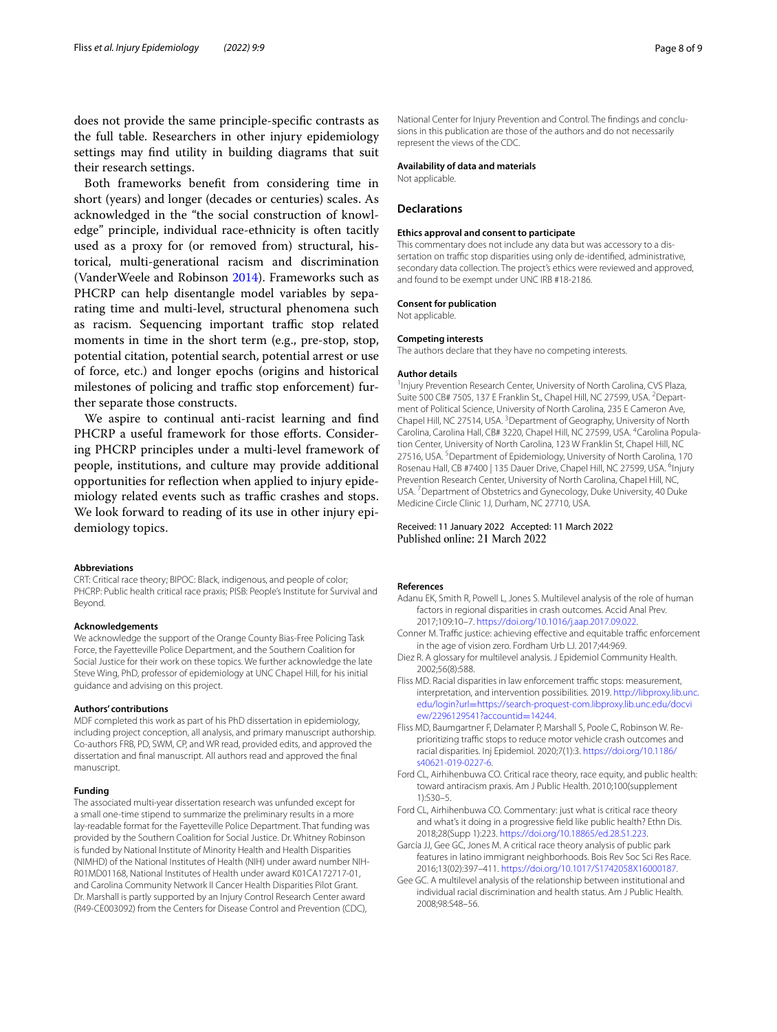does not provide the same principle-specific contrasts as the full table. Researchers in other injury epidemiology settings may find utility in building diagrams that suit their research settings.

Both frameworks benefit from considering time in short (years) and longer (decades or centuries) scales. As acknowledged in the "the social construction of knowledge" principle, individual race-ethnicity is often tacitly used as a proxy for (or removed from) structural, historical, multi-generational racism and discrimination (VanderWeele and Robinson 2014). Frameworks such as PHCRP can help disentangle model variables by separating time and multi-level, structural phenomena such as racism. Sequencing important traffic stop related moments in time in the short term (e.g., pre-stop, stop, potential citation, potential search, potential arrest or use of force, etc.) and longer epochs (origins and historical milestones of policing and traffic stop enforcement) further separate those constructs.

We aspire to continual anti-racist learning and find PHCRP a useful framework for those efforts. Considering PHCRP principles under a multi-level framework of people, institutions, and culture may provide additional opportunities for reflection when applied to injury epidemiology related events such as traffic crashes and stops. We look forward to reading of its use in other injury epidemiology topics.

#### Abbreviations
CRT: Critical race theory; BIPOC: Black, indigenous, and people of color; PHCRP: Public health critical race praxis; PISB: People's Institute for Survival and Beyond.

#### Acknowledgements
We acknowledge the support of the Orange County Bias-Free Policing Task Force, the Fayetteville Police Department, and the Southern Coalition for Social Justice for their work on these topics. We further acknowledge the late Steve Wing, PhD, professor of epidemiology at UNC Chapel Hill, for his initial guidance and advising on this project.

#### Authors' contributions
MDF completed this work as part of his PhD dissertation in epidemiology, including project conception, all analysis, and primary manuscript authorship. Co-authors FRB, PD, SWM, CP, and WR read, provided edits, and approved the dissertation and final manuscript. All authors read and approved the final manuscript.

#### Funding
The associated multi-year dissertation research was unfunded except for a small one-time stipend to summarize the preliminary results in a more lay-readable format for the Fayetteville Police Department. That funding was provided by the Southern Coalition for Social Justice. Dr. Whitney Robinson is funded by National Institute of Minority Health and Health Disparities (NIMHD) of the National Institutes of Health (NIH) under award number NIH-R01MD01168, National Institutes of Health under award K01CA172717-01, and Carolina Community Network II Cancer Health Disparities Pilot Grant. Dr. Marshall is partly supported by an Injury Control Research Center award (R49-CE003092) from the Centers for Disease Control and Prevention (CDC), National Center for Injury Prevention and Control. The findings and conclusions in this publication are those of the authors and do not necessarily represent the views of the CDC.

#### Availability of data and materials
Not applicable.

## Declarations

#### Ethics approval and consent to participate
This commentary does not include any data but was accessory to a dissertation on traffic stop disparities using only de-identified, administrative, secondary data collection. The project's ethics were reviewed and approved, and found to be exempt under UNC IRB #18-2186.

#### Consent for publication
Not applicable.

#### Competing interests
The authors declare that they have no competing interests.

#### Author details
[1]Injury Prevention Research Center, University of North Carolina, CVS Plaza, Suite 500 CB# 7505, 137 E Franklin St,, Chapel Hill, NC 27599, USA. [2]Department of Political Science, University of North Carolina, 235 E Cameron Ave, Chapel Hill, NC 27514, USA. [3]Department of Geography, University of North Carolina, Carolina Hall, CB# 3220, Chapel Hill, NC 27599, USA. [4]Carolina Population Center, University of North Carolina, 123 W Franklin St, Chapel Hill, NC 27516, USA. [5]Department of Epidemiology, University of North Carolina, 170 Rosenau Hall, CB #7400 | 135 Dauer Drive, Chapel Hill, NC 27599, USA. [6]Injury Prevention Research Center, University of North Carolina, Chapel Hill, NC, USA. [7]Department of Obstetrics and Gynecology, Duke University, 40 Duke Medicine Circle Clinic 1J, Durham, NC 27710, USA.

Received: 11 January 2022 Accepted: 11 March 2022
Published online: 21 March 2022

#### References
- Adanu EK, Smith R, Powell L, Jones S. Multilevel analysis of the role of human factors in regional disparities in crash outcomes. Accid Anal Prev. 2017;109:10–7. https://doi.org/10.1016/j.aap.2017.09.022.
- Conner M. Traffic justice: achieving effective and equitable traffic enforcement in the age of vision zero. Fordham Urb LJ. 2017;44:969.
- Diez R. A glossary for multilevel analysis. J Epidemiol Community Health. 2002;56(8):588.
- Fliss MD. Racial disparities in law enforcement traffic stops: measurement, interpretation, and intervention possibilities. 2019. http://libproxy.lib.unc.edu/login?url=https://search-proquest-com.libproxy.lib.unc.edu/docview/2296129541?accountid=14244.
- Fliss MD, Baumgartner F, Delamater P, Marshall S, Poole C, Robinson W. Re-prioritizing traffic stops to reduce motor vehicle crash outcomes and racial disparities. Inj Epidemiol. 2020;7(1):3. https://doi.org/10.1186/s40621-019-0227-6.
- Ford CL, Airhihenbuwa CO. Critical race theory, race equity, and public health: toward antiracism praxis. Am J Public Health. 2010;100(supplement 1):S30–5.
- Ford CL, Airhihenbuwa CO. Commentary: just what is critical race theory and what's it doing in a progressive field like public health? Ethn Dis. 2018;28(Supp 1):223. https://doi.org/10.18865/ed.28.S1.223.
- García JJ, Gee GC, Jones M. A critical race theory analysis of public park features in latino immigrant neighborhoods. Bois Rev Soc Sci Res Race. 2016;13(02):397–411. https://doi.org/10.1017/S1742058X16000187.
- Gee GC. A multilevel analysis of the relationship between institutional and individual racial discrimination and health status. Am J Public Health. 2008;98:S48–56.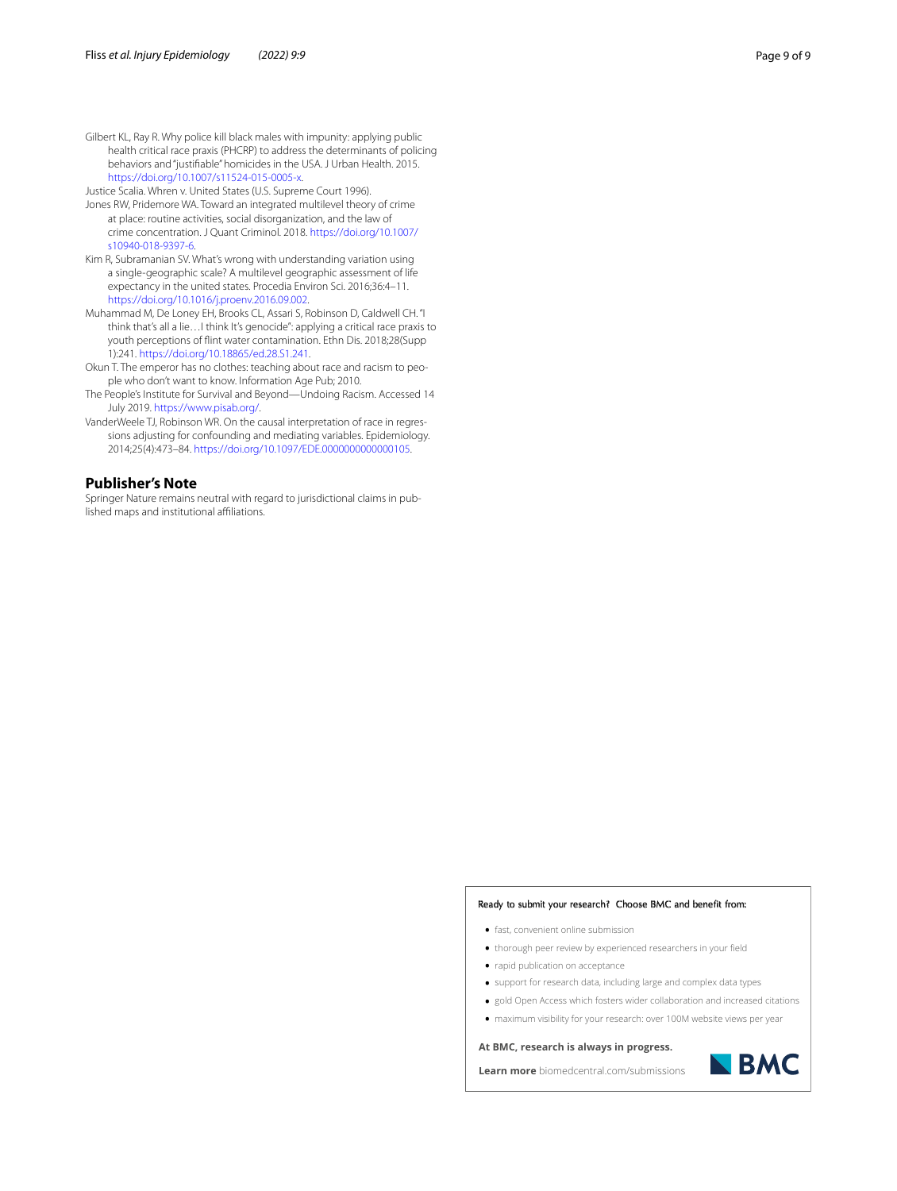Gilbert KL, Ray R. Why police kill black males with impunity: applying public health critical race praxis (PHCRP) to address the determinants of policing behaviors and "justifiable" homicides in the USA. J Urban Health. 2015. https://doi.org/10.1007/s11524-015-0005-x.

Justice Scalia. Whren v. United States (U.S. Supreme Court 1996).

Jones RW, Pridemore WA. Toward an integrated multilevel theory of crime at place: routine activities, social disorganization, and the law of crime concentration. J Quant Criminol. 2018. https://doi.org/10.1007/s10940-018-9397-6.

Kim R, Subramanian SV. What's wrong with understanding variation using a single-geographic scale? A multilevel geographic assessment of life expectancy in the united states. Procedia Environ Sci. 2016;36:4–11. https://doi.org/10.1016/j.proenv.2016.09.002.

Muhammad M, De Loney EH, Brooks CL, Assari S, Robinson D, Caldwell CH. "I think that's all a lie…I think It's genocide": applying a critical race praxis to youth perceptions of flint water contamination. Ethn Dis. 2018;28(Supp 1):241. https://doi.org/10.18865/ed.28.S1.241.

Okun T. The emperor has no clothes: teaching about race and racism to people who don't want to know. Information Age Pub; 2010.

The People's Institute for Survival and Beyond—Undoing Racism. Accessed 14 July 2019. https://www.pisab.org/.

VanderWeele TJ, Robinson WR. On the causal interpretation of race in regressions adjusting for confounding and mediating variables. Epidemiology. 2014;25(4):473–84. https://doi.org/10.1097/EDE.0000000000000105.

## Publisher's Note

Springer Nature remains neutral with regard to jurisdictional claims in published maps and institutional affiliations.

Ready to submit your research? Choose BMC and benefit from:

- fast, convenient online submission
- thorough peer review by experienced researchers in your field
- rapid publication on acceptance
- support for research data, including large and complex data types
- gold Open Access which fosters wider collaboration and increased citations
- maximum visibility for your research: over 100M website views per year

**At BMC, research is always in progress.**

**Learn more** biomedcentral.com/submissions

BMC